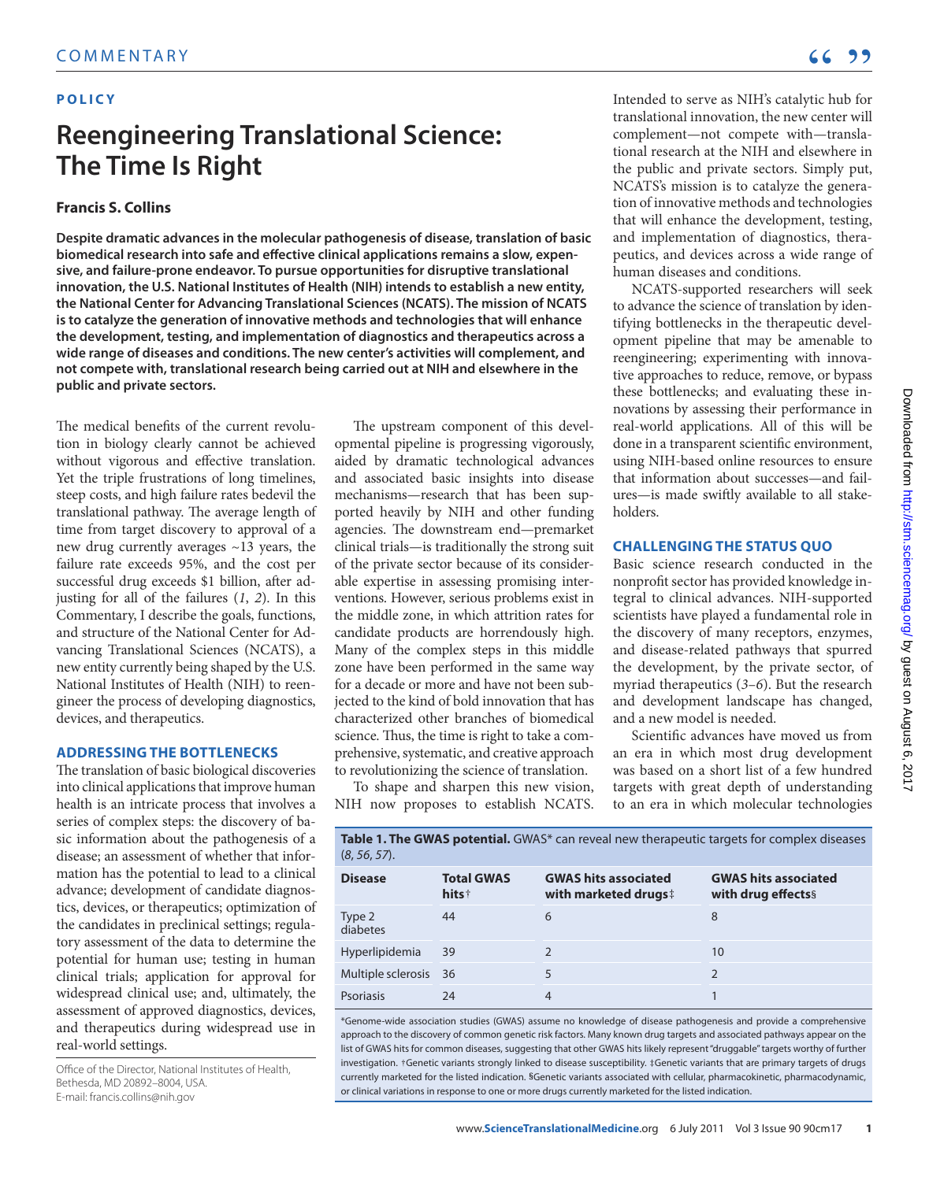COMMENTARY

**POLICY**

# Reengineering Translational Science: The Time Is Right

### Francis S. Collins

**Despite dramatic advances in the molecular pathogenesis of disease, translation of basic biomedical research into safe and effective clinical applications remains a slow, expensive, and failure-prone endeavor. To pursue opportunities for disruptive translational innovation, the U.S. National Institutes of Health (NIH) intends to establish a new entity, the National Center for Advancing Translational Sciences (NCATS). The mission of NCATS is to catalyze the generation of innovative methods and technologies that will enhance the development, testing, and implementation of diagnostics and therapeutics across a wide range of diseases and conditions. The new center's activities will complement, and not compete with, translational research being carried out at NIH and elsewhere in the public and private sectors.**

The medical benefits of the current revolution in biology clearly cannot be achieved without vigorous and effective translation. Yet the triple frustrations of long timelines, steep costs, and high failure rates bedevil the translational pathway. The average length of time from target discovery to approval of a new drug currently averages ~13 years, the failure rate exceeds 95%, and the cost per successful drug exceeds $1 billion, after adjusting for all of the failures (*1*, *2*). In this Commentary, I describe the goals, functions, and structure of the National Center for Advancing Translational Sciences (NCATS), a new entity currently being shaped by the U.S. National Institutes of Health (NIH) to reengineer the process of developing diagnostics, devices, and therapeutics.

## ADDRESSING THE BOTTLENECKS

The translation of basic biological discoveries into clinical applications that improve human health is an intricate process that involves a series of complex steps: the discovery of basic information about the pathogenesis of a disease; an assessment of whether that information has the potential to lead to a clinical advance; development of candidate diagnostics, devices, or therapeutics; optimization of the candidates in preclinical settings; regulatory assessment of the data to determine the potential for human use; testing in human clinical trials; application for approval for widespread clinical use; and, ultimately, the assessment of approved diagnostics, devices, and therapeutics during widespread use in real-world settings.

The upstream component of this developmental pipeline is progressing vigorously, aided by dramatic technological advances and associated basic insights into disease mechanisms—research that has been supported heavily by NIH and other funding agencies. The downstream end—premarket clinical trials—is traditionally the strong suit of the private sector because of its considerable expertise in assessing promising interventions. However, serious problems exist in the middle zone, in which attrition rates for candidate products are horrendously high. Many of the complex steps in this middle zone have been performed in the same way for a decade or more and have not been subjected to the kind of bold innovation that has characterized other branches of biomedical science. Thus, the time is right to take a comprehensive, systematic, and creative approach to revolutionizing the science of translation.

To shape and sharpen this new vision, NIH now proposes to establish NCATS. Intended to serve as NIH's catalytic hub for translational innovation, the new center will complement—not compete with—translational research at the NIH and elsewhere in the public and private sectors. Simply put, NCATS's mission is to catalyze the generation of innovative methods and technologies that will enhance the development, testing, and implementation of diagnostics, therapeutics, and devices across a wide range of human diseases and conditions.

NCATS-supported researchers will seek to advance the science of translation by identifying bottlenecks in the therapeutic development pipeline that may be amenable to reengineering; experimenting with innovative approaches to reduce, remove, or bypass these bottlenecks; and evaluating these innovations by assessing their performance in real-world applications. All of this will be done in a transparent scientific environment, using NIH-based online resources to ensure that information about successes—and failures—is made swiftly available to all stakeholders.

## CHALLENGING THE STATUS QUO

Basic science research conducted in the nonprofit sector has provided knowledge integral to clinical advances. NIH-supported scientists have played a fundamental role in the discovery of many receptors, enzymes, and disease-related pathways that spurred the development, by the private sector, of myriad therapeutics (*3*–*6*). But the research and development landscape has changed, and a new model is needed.

Scientific advances have moved us from an era in which most drug development was based on a short list of a few hundred targets with great depth of understanding to an era in which molecular technologies

**Table 1. The GWAS potential.** GWAS* can reveal new therapeutic targets for complex diseases (*8*, *56*, *57*).

| Disease | Total GWAS hits† | GWAS hits associated with marketed drugs‡ | GWAS hits associated with drug effects§ |
|---|---|---|---|
| Type 2 diabetes | 44 | 6 | 8 |
| Hyperlipidemia | 39 | 2 | 10 |
| Multiple sclerosis | 36 | 5 | 2 |
| Psoriasis | 24 | 4 | 1 |

*Genome-wide association studies (GWAS) assume no knowledge of disease pathogenesis and provide a comprehensive approach to the discovery of common genetic risk factors. Many known drug targets and associated pathways appear on the list of GWAS hits for common diseases, suggesting that other GWAS hits likely represent "druggable" targets worthy of further investigation. †Genetic variants strongly linked to disease susceptibility. ‡Genetic variants that are primary targets of drugs currently marketed for the listed indication. §Genetic variants associated with cellular, pharmacokinetic, pharmacodynamic, or clinical variations in response to one or more drugs currently marketed for the listed indication.

Office of the Director, National Institutes of Health, Bethesda, MD 20892–8004, USA.
E-mail: francis.collins@nih.gov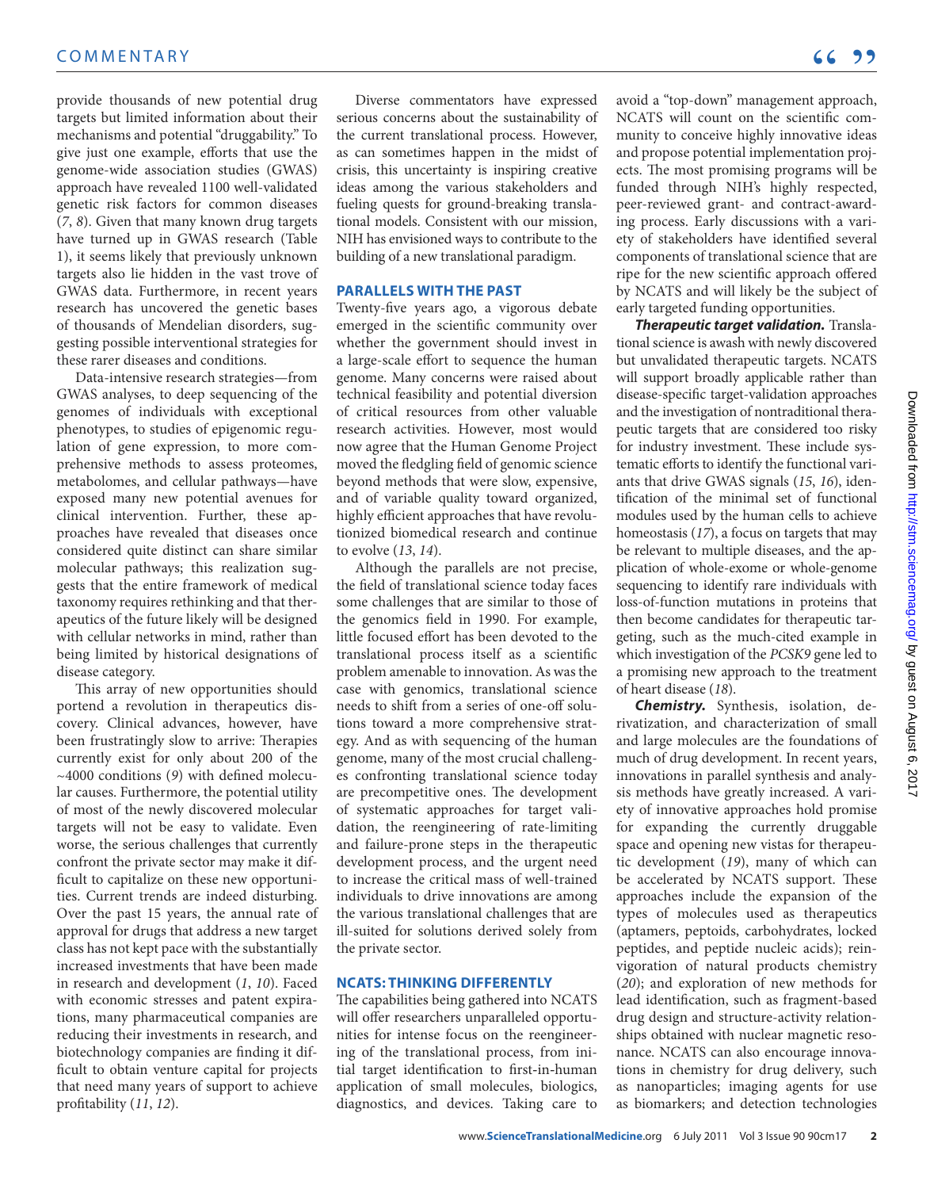provide thousands of new potential drug targets but limited information about their mechanisms and potential "druggability." To give just one example, efforts that use the genome-wide association studies (GWAS) approach have revealed 1100 well-validated genetic risk factors for common diseases (*7*, *8*). Given that many known drug targets have turned up in GWAS research (Table 1), it seems likely that previously unknown targets also lie hidden in the vast trove of GWAS data. Furthermore, in recent years research has uncovered the genetic bases of thousands of Mendelian disorders, suggesting possible interventional strategies for these rarer diseases and conditions.

Data-intensive research strategies—from GWAS analyses, to deep sequencing of the genomes of individuals with exceptional phenotypes, to studies of epigenomic regulation of gene expression, to more comprehensive methods to assess proteomes, metabolomes, and cellular pathways—have exposed many new potential avenues for clinical intervention. Further, these approaches have revealed that diseases once considered quite distinct can share similar molecular pathways; this realization suggests that the entire framework of medical taxonomy requires rethinking and that therapeutics of the future likely will be designed with cellular networks in mind, rather than being limited by historical designations of disease category.

This array of new opportunities should portend a revolution in therapeutics discovery. Clinical advances, however, have been frustratingly slow to arrive: Therapies currently exist for only about 200 of the ~4000 conditions (*9*) with defined molecular causes. Furthermore, the potential utility of most of the newly discovered molecular targets will not be easy to validate. Even worse, the serious challenges that currently confront the private sector may make it difficult to capitalize on these new opportunities. Current trends are indeed disturbing. Over the past 15 years, the annual rate of approval for drugs that address a new target class has not kept pace with the substantially increased investments that have been made in research and development (*1*, *10*). Faced with economic stresses and patent expirations, many pharmaceutical companies are reducing their investments in research, and biotechnology companies are finding it difficult to obtain venture capital for projects that need many years of support to achieve profitability (*11*, *12*).

Diverse commentators have expressed serious concerns about the sustainability of the current translational process. However, as can sometimes happen in the midst of crisis, this uncertainty is inspiring creative ideas among the various stakeholders and fueling quests for ground-breaking translational models. Consistent with our mission, NIH has envisioned ways to contribute to the building of a new translational paradigm.

## PARALLELS WITH THE PAST

Twenty-five years ago, a vigorous debate emerged in the scientific community over whether the government should invest in a large-scale effort to sequence the human genome. Many concerns were raised about technical feasibility and potential diversion of critical resources from other valuable research activities. However, most would now agree that the Human Genome Project moved the fledgling field of genomic science beyond methods that were slow, expensive, and of variable quality toward organized, highly efficient approaches that have revolutionized biomedical research and continue to evolve (*13*, *14*).

Although the parallels are not precise, the field of translational science today faces some challenges that are similar to those of the genomics field in 1990. For example, little focused effort has been devoted to the translational process itself as a scientific problem amenable to innovation. As was the case with genomics, translational science needs to shift from a series of one-off solutions toward a more comprehensive strategy. And as with sequencing of the human genome, many of the most crucial challenges confronting translational science today are precompetitive ones. The development of systematic approaches for target validation, the reengineering of rate-limiting and failure-prone steps in the therapeutic development process, and the urgent need to increase the critical mass of well-trained individuals to drive innovations are among the various translational challenges that are ill-suited for solutions derived solely from the private sector.

## NCATS: THINKING DIFFERENTLY

The capabilities being gathered into NCATS will offer researchers unparalleled opportunities for intense focus on the reengineering of the translational process, from initial target identification to first-in-human application of small molecules, biologics, diagnostics, and devices. Taking care to avoid a "top-down" management approach, NCATS will count on the scientific community to conceive highly innovative ideas and propose potential implementation projects. The most promising programs will be funded through NIH's highly respected, peer-reviewed grant- and contract-awarding process. Early discussions with a variety of stakeholders have identified several components of translational science that are ripe for the new scientific approach offered by NCATS and will likely be the subject of early targeted funding opportunities.

***Therapeutic target validation.*** Translational science is awash with newly discovered but unvalidated therapeutic targets. NCATS will support broadly applicable rather than disease-specific target-validation approaches and the investigation of nontraditional therapeutic targets that are considered too risky for industry investment. These include systematic efforts to identify the functional variants that drive GWAS signals (*15*, *16*), identification of the minimal set of functional modules used by the human cells to achieve homeostasis (*17*), a focus on targets that may be relevant to multiple diseases, and the application of whole-exome or whole-genome sequencing to identify rare individuals with loss-of-function mutations in proteins that then become candidates for therapeutic targeting, such as the much-cited example in which investigation of the *PCSK9* gene led to a promising new approach to the treatment of heart disease (*18*).

***Chemistry.*** Synthesis, isolation, derivatization, and characterization of small and large molecules are the foundations of much of drug development. In recent years, innovations in parallel synthesis and analysis methods have greatly increased. A variety of innovative approaches hold promise for expanding the currently druggable space and opening new vistas for therapeutic development (*19*), many of which can be accelerated by NCATS support. These approaches include the expansion of the types of molecules used as therapeutics (aptamers, peptoids, carbohydrates, locked peptides, and peptide nucleic acids); reinvigoration of natural products chemistry (*20*); and exploration of new methods for lead identification, such as fragment-based drug design and structure-activity relationships obtained with nuclear magnetic resonance. NCATS can also encourage innovations in chemistry for drug delivery, such as nanoparticles; imaging agents for use as biomarkers; and detection technologies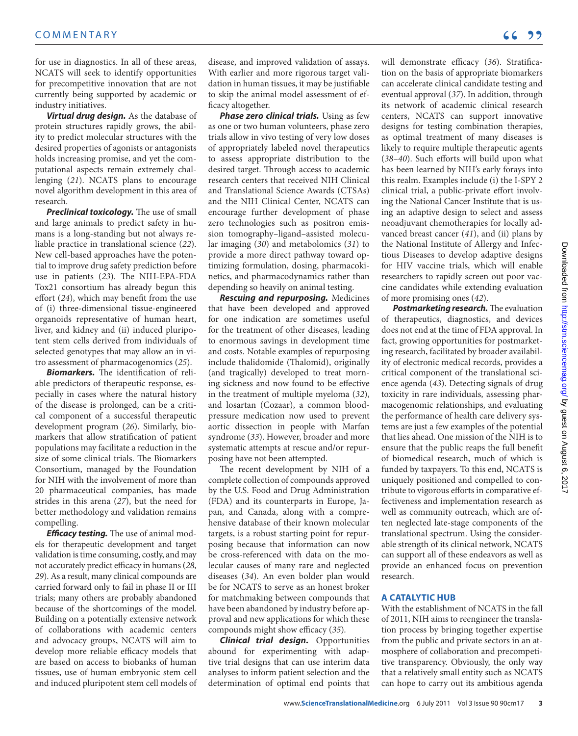for use in diagnostics. In all of these areas, NCATS will seek to identify opportunities for precompetitive innovation that are not currently being supported by academic or industry initiatives.

***Virtual drug design.*** As the database of protein structures rapidly grows, the ability to predict molecular structures with the desired properties of agonists or antagonists holds increasing promise, and yet the computational aspects remain extremely challenging (*21*). NCATS plans to encourage novel algorithm development in this area of research.

***Preclinical toxicology.*** The use of small and large animals to predict safety in humans is a long-standing but not always reliable practice in translational science (*22*). New cell-based approaches have the potential to improve drug safety prediction before use in patients (*23*). The NIH-EPA-FDA Tox21 consortium has already begun this effort (*24*), which may benefit from the use of (i) three-dimensional tissue-engineered organoids representative of human heart, liver, and kidney and (ii) induced pluripotent stem cells derived from individuals of selected genotypes that may allow an in vitro assessment of pharmacogenomics (*25*).

***Biomarkers.*** The identification of reliable predictors of therapeutic response, especially in cases where the natural history of the disease is prolonged, can be a critical component of a successful therapeutic development program (*26*). Similarly, biomarkers that allow stratification of patient populations may facilitate a reduction in the size of some clinical trials. The Biomarkers Consortium, managed by the Foundation for NIH with the involvement of more than 20 pharmaceutical companies, has made strides in this arena (*27*), but the need for better methodology and validation remains compelling.

***Efficacy testing.*** The use of animal models for therapeutic development and target validation is time consuming, costly, and may not accurately predict efficacy in humans (*28*, *29*). As a result, many clinical compounds are carried forward only to fail in phase II or III trials; many others are probably abandoned because of the shortcomings of the model. Building on a potentially extensive network of collaborations with academic centers and advocacy groups, NCATS will aim to develop more reliable efficacy models that are based on access to biobanks of human tissues, use of human embryonic stem cell and induced pluripotent stem cell models of disease, and improved validation of assays. With earlier and more rigorous target validation in human tissues, it may be justifiable to skip the animal model assessment of efficacy altogether.

***Phase zero clinical trials.*** Using as few as one or two human volunteers, phase zero trials allow in vivo testing of very low doses of appropriately labeled novel therapeutics to assess appropriate distribution to the desired target. Through access to academic research centers that received NIH Clinical and Translational Science Awards (CTSAs) and the NIH Clinical Center, NCATS can encourage further development of phase zero technologies such as positron emission tomography–ligand–assisted molecular imaging (*30*) and metabolomics (*31*) to provide a more direct pathway toward optimizing formulation, dosing, pharmacokinetics, and pharmacodynamics rather than depending so heavily on animal testing.

***Rescuing and repurposing.*** Medicines that have been developed and approved for one indication are sometimes useful for the treatment of other diseases, leading to enormous savings in development time and costs. Notable examples of repurposing include thalidomide (Thalomid), originally (and tragically) developed to treat morning sickness and now found to be effective in the treatment of multiple myeloma (*32*), and losartan (Cozaar), a common blood-pressure medication now used to prevent aortic dissection in people with Marfan syndrome (*33*). However, broader and more systematic attempts at rescue and/or repurposing have not been attempted.

The recent development by NIH of a complete collection of compounds approved by the U.S. Food and Drug Administration (FDA) and its counterparts in Europe, Japan, and Canada, along with a comprehensive database of their known molecular targets, is a robust starting point for repurposing because that information can now be cross-referenced with data on the molecular causes of many rare and neglected diseases (*34*). An even bolder plan would be for NCATS to serve as an honest broker for matchmaking between compounds that have been abandoned by industry before approval and new applications for which these compounds might show efficacy (*35*).

***Clinical trial design.*** Opportunities abound for experimenting with adaptive trial designs that can use interim data analyses to inform patient selection and the determination of optimal end points that will demonstrate efficacy (*36*). Stratification on the basis of appropriate biomarkers can accelerate clinical candidate testing and eventual approval (*37*). In addition, through its network of academic clinical research centers, NCATS can support innovative designs for testing combination therapies, as optimal treatment of many diseases is likely to require multiple therapeutic agents (*38*–*40*). Such efforts will build upon what has been learned by NIH's early forays into this realm. Examples include (i) the I-SPY 2 clinical trial, a public-private effort involving the National Cancer Institute that is using an adaptive design to select and assess neoadjuvant chemotherapies for locally advanced breast cancer (*41*), and (ii) plans by the National Institute of Allergy and Infectious Diseases to develop adaptive designs for HIV vaccine trials, which will enable researchers to rapidly screen out poor vaccine candidates while extending evaluation of more promising ones (*42*).

***Postmarketing research.*** The evaluation of therapeutics, diagnostics, and devices does not end at the time of FDA approval. In fact, growing opportunities for postmarketing research, facilitated by broader availability of electronic medical records, provides a critical component of the translational science agenda (*43*). Detecting signals of drug toxicity in rare individuals, assessing pharmacogenomic relationships, and evaluating the performance of health care delivery systems are just a few examples of the potential that lies ahead. One mission of the NIH is to ensure that the public reaps the full benefit of biomedical research, much of which is funded by taxpayers. To this end, NCATS is uniquely positioned and compelled to contribute to vigorous efforts in comparative effectiveness and implementation research as well as community outreach, which are often neglected late-stage components of the translational spectrum. Using the considerable strength of its clinical network, NCATS can support all of these endeavors as well as provide an enhanced focus on prevention research.

## A CATALYTIC HUB

With the establishment of NCATS in the fall of 2011, NIH aims to reengineer the translation process by bringing together expertise from the public and private sectors in an atmosphere of collaboration and precompetitive transparency. Obviously, the only way that a relatively small entity such as NCATS can hope to carry out its ambitious agenda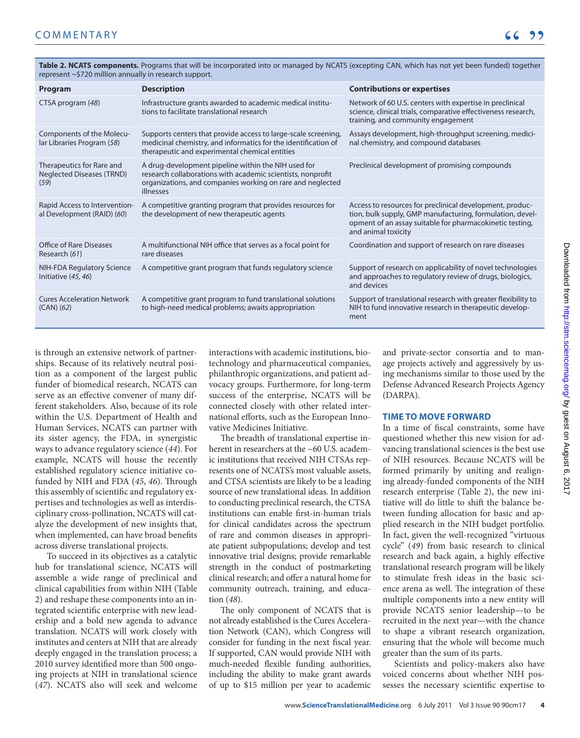**Table 2. NCATS components.** Programs that will be incorporated into or managed by NCATS (excepting CAN, which has not yet been funded) together represent ~$720 million annually in research support.

| Program | Description | Contributions or expertises |
|---|---|---|
| CTSA program (*48*) | Infrastructure grants awarded to academic medical institutions to facilitate translational research | Network of 60 U.S. centers with expertise in preclinical science, clinical trials, comparative effectiveness research, training, and community engagement |
| Components of the Molecular Libraries Program (*58*) | Supports centers that provide access to large-scale screening, medicinal chemistry, and informatics for the identification of therapeutic and experimental chemical entities | Assays development, high-throughput screening, medicinal chemistry, and compound databases |
| Therapeutics for Rare and Neglected Diseases (TRND) (*59*) | A drug-development pipeline within the NIH used for research collaborations with academic scientists, nonprofit organizations, and companies working on rare and neglected illnesses | Preclinical development of promising compounds |
| Rapid Access to Interventional Development (RAID) (*60*) | A competitive granting program that provides resources for the development of new therapeutic agents | Access to resources for preclinical development, production, bulk supply, GMP manufacturing, formulation, development of an assay suitable for pharmacokinetic testing, and animal toxicity |
| Office of Rare Diseases Research (*61*) | A multifunctional NIH office that serves as a focal point for rare diseases | Coordination and support of research on rare diseases |
| NIH-FDA Regulatory Science Initiative (*45*, *46*) | A competitive grant program that funds regulatory science | Support of research on applicability of novel technologies and approaches to regulatory review of drugs, biologics, and devices |
| Cures Acceleration Network (CAN) (*62*) | A competitive grant program to fund translational solutions to high-need medical problems; awaits appropriation | Support of translational research with greater flexibility to NIH to fund innovative research in therapeutic development |

is through an extensive network of partnerships. Because of its relatively neutral position as a component of the largest public funder of biomedical research, NCATS can serve as an effective convener of many different stakeholders. Also, because of its role within the U.S. Department of Health and Human Services, NCATS can partner with its sister agency, the FDA, in synergistic ways to advance regulatory science (*44*). For example, NCATS will house the recently established regulatory science initiative co-funded by NIH and FDA (*45*, *46*). Through this assembly of scientific and regulatory expertises and technologies as well as interdisciplinary cross-pollination, NCATS will catalyze the development of new insights that, when implemented, can have broad benefits across diverse translational projects.

To succeed in its objectives as a catalytic hub for translational science, NCATS will assemble a wide range of preclinical and clinical capabilities from within NIH (Table 2) and reshape these components into an integrated scientific enterprise with new leadership and a bold new agenda to advance translation. NCATS will work closely with institutes and centers at NIH that are already deeply engaged in the translation process; a 2010 survey identified more than 500 ongoing projects at NIH in translational science (*47*). NCATS also will seek and welcome interactions with academic institutions, biotechnology and pharmaceutical companies, philanthropic organizations, and patient advocacy groups. Furthermore, for long-term success of the enterprise, NCATS will be connected closely with other related international efforts, such as the European Innovative Medicines Initiative.

The breadth of translational expertise inherent in researchers at the ~60 U.S. academic institutions that received NIH CTSAs represents one of NCATS's most valuable assets, and CTSA scientists are likely to be a leading source of new translational ideas. In addition to conducting preclinical research, the CTSA institutions can enable first-in-human trials for clinical candidates across the spectrum of rare and common diseases in appropriate patient subpopulations; develop and test innovative trial designs; provide remarkable strength in the conduct of postmarketing clinical research; and offer a natural home for community outreach, training, and education (*48*).

The only component of NCATS that is not already established is the Cures Acceleration Network (CAN), which Congress will consider for funding in the next fiscal year. If supported, CAN would provide NIH with much-needed flexible funding authorities, including the ability to make grant awards of up to $15 million per year to academic and private-sector consortia and to manage projects actively and aggressively by using mechanisms similar to those used by the Defense Advanced Research Projects Agency (DARPA).

## TIME TO MOVE FORWARD

In a time of fiscal constraints, some have questioned whether this new vision for advancing translational sciences is the best use of NIH resources. Because NCATS will be formed primarily by uniting and realigning already-funded components of the NIH research enterprise (Table 2), the new initiative will do little to shift the balance between funding allocation for basic and applied research in the NIH budget portfolio. In fact, given the well-recognized "virtuous cycle" (*49*) from basic research to clinical research and back again, a highly effective translational research program will be likely to stimulate fresh ideas in the basic science arena as well. The integration of these multiple components into a new entity will provide NCATS senior leadership—to be recruited in the next year—with the chance to shape a vibrant research organization, ensuring that the whole will become much greater than the sum of its parts.

Scientists and policy-makers also have voiced concerns about whether NIH possesses the necessary scientific expertise to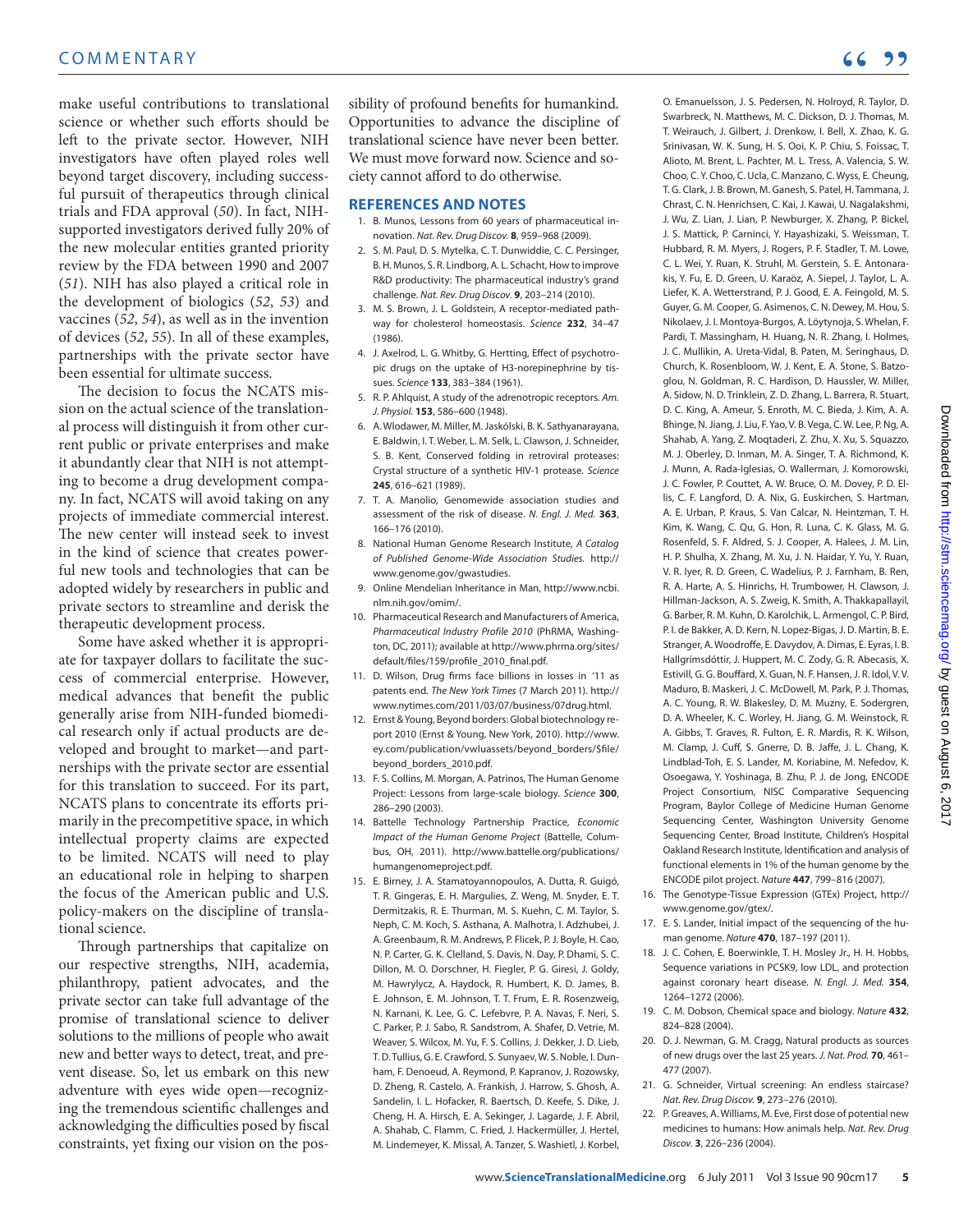make useful contributions to translational science or whether such efforts should be left to the private sector. However, NIH investigators have often played roles well beyond target discovery, including successful pursuit of therapeutics through clinical trials and FDA approval (*50*). In fact, NIH-supported investigators derived fully 20% of the new molecular entities granted priority review by the FDA between 1990 and 2007 (*51*). NIH has also played a critical role in the development of biologics (*52*, *53*) and vaccines (*52*, *54*), as well as in the invention of devices (*52*, *55*). In all of these examples, partnerships with the private sector have been essential for ultimate success.

The decision to focus the NCATS mission on the actual science of the translational process will distinguish it from other current public or private enterprises and make it abundantly clear that NIH is not attempting to become a drug development company. In fact, NCATS will avoid taking on any projects of immediate commercial interest. The new center will instead seek to invest in the kind of science that creates powerful new tools and technologies that can be adopted widely by researchers in public and private sectors to streamline and derisk the therapeutic development process.

Some have asked whether it is appropriate for taxpayer dollars to facilitate the success of commercial enterprise. However, medical advances that benefit the public generally arise from NIH-funded biomedical research only if actual products are developed and brought to market—and partnerships with the private sector are essential for this translation to succeed. For its part, NCATS plans to concentrate its efforts primarily in the precompetitive space, in which intellectual property claims are expected to be limited. NCATS will need to play an educational role in helping to sharpen the focus of the American public and U.S. policy-makers on the discipline of translational science.

Through partnerships that capitalize on our respective strengths, NIH, academia, philanthropy, patient advocates, and the private sector can take full advantage of the promise of translational science to deliver solutions to the millions of people who await new and better ways to detect, treat, and prevent disease. So, let us embark on this new adventure with eyes wide open—recognizing the tremendous scientific challenges and acknowledging the difficulties posed by fiscal constraints, yet fixing our vision on the possibility of profound benefits for humankind. Opportunities to advance the discipline of translational science have never been better. We must move forward now. Science and society cannot afford to do otherwise.

## REFERENCES AND NOTES

1. B. Munos, Lessons from 60 years of pharmaceutical innovation. *Nat. Rev. Drug Discov.* **8**, 959–968 (2009).
2. S. M. Paul, D. S. Mytelka, C. T. Dunwiddie, C. C. Persinger, B. H. Munos, S. R. Lindborg, A. L. Schacht, How to improve R&D productivity: The pharmaceutical industry's grand challenge. *Nat. Rev. Drug Discov.* **9**, 203–214 (2010).
3. M. S. Brown, J. L. Goldstein, A receptor-mediated pathway for cholesterol homeostasis. *Science* **232**, 34–47 (1986).
4. J. Axelrod, L. G. Whitby, G. Hertting, Effect of psychotropic drugs on the uptake of H3-norepinephrine by tissues. *Science* **133**, 383–384 (1961).
5. R. P. Ahlquist, A study of the adrenotropic receptors. *Am. J. Physiol.* **153**, 586–600 (1948).
6. A. Wlodawer, M. Miller, M. Jaskólski, B. K. Sathyanarayana, E. Baldwin, I. T. Weber, L. M. Selk, L. Clawson, J. Schneider, S. B. Kent, Conserved folding in retroviral proteases: Crystal structure of a synthetic HIV-1 protease. *Science* **245**, 616–621 (1989).
7. T. A. Manolio, Genomewide association studies and assessment of the risk of disease. *N. Engl. J. Med.* **363**, 166–176 (2010).
8. National Human Genome Research Institute, *A Catalog of Published Genome-Wide Association Studies.* http://www.genome.gov/gwastudies.
9. Online Mendelian Inheritance in Man, http://www.ncbi.nlm.nih.gov/omim/.
10. Pharmaceutical Research and Manufacturers of America, *Pharmaceutical Industry Profile 2010* (PhRMA, Washington, DC, 2011); available at http://www.phrma.org/sites/default/files/159/profile_2010_final.pdf.
11. D. Wilson, Drug firms face billions in losses in '11 as patents end. *The New York Times* (7 March 2011). http://www.nytimes.com/2011/03/07/business/07drug.html.
12. Ernst & Young, Beyond borders: Global biotechnology report 2010 (Ernst & Young, New York, 2010). http://www.ey.com/publication/vwluassets/beyond_borders/$file/beyond_borders_2010.pdf.
13. F. S. Collins, M. Morgan, A. Patrinos, The Human Genome Project: Lessons from large-scale biology. *Science* **300**, 286–290 (2003).
14. Battelle Technology Partnership Practice, *Economic Impact of the Human Genome Project* (Battelle, Columbus, OH, 2011). http://www.battelle.org/publications/humangenomeproject.pdf.
15. E. Birney, J. A. Stamatoyannopoulos, A. Dutta, R. Guigó, T. R. Gingeras, E. H. Margulies, Z. Weng, M. Snyder, E. T. Dermitzakis, R. E. Thurman, M. S. Kuehn, C. M. Taylor, S. Neph, C. M. Koch, S. Asthana, A. Malhotra, I. Adzhubei, J. A. Greenbaum, R. M. Andrews, P. Flicek, P. J. Boyle, H. Cao, N. P. Carter, G. K. Clelland, S. Davis, N. Day, P. Dhami, S. C. Dillon, M. O. Dorschner, H. Fiegler, P. G. Giresi, J. Goldy, M. Hawrylycz, A. Haydock, R. Humbert, K. D. James, B. E. Johnson, E. M. Johnson, T. T. Frum, E. R. Rosenzweig, N. Karnani, K. Lee, G. C. Lefebvre, P. A. Navas, F. Neri, S. C. Parker, P. J. Sabo, R. Sandstrom, A. Shafer, D. Vetrie, M. Weaver, S. Wilcox, M. Yu, F. S. Collins, J. Dekker, J. D. Lieb, T. D. Tullius, G. E. Crawford, S. Sunyaev, W. S. Noble, I. Dunham, F. Denoeud, A. Reymond, P. Kapranov, J. Rozowsky, D. Zheng, R. Castelo, A. Frankish, J. Harrow, S. Ghosh, A. Sandelin, I. L. Hofacker, R. Baertsch, D. Keefe, S. Dike, J. Cheng, H. A. Hirsch, E. A. Sekinger, J. Lagarde, J. F. Abril, A. Shahab, C. Flamm, C. Fried, J. Hackermüller, J. Hertel, M. Lindemeyer, K. Missal, A. Tanzer, S. Washietl, J. Korbel, O. Emanuelsson, J. S. Pedersen, N. Holroyd, R. Taylor, D. Swarbreck, N. Matthews, M. C. Dickson, D. J. Thomas, M. T. Weirauch, J. Gilbert, J. Drenkow, I. Bell, X. Zhao, K. G. Srinivasan, W. K. Sung, H. S. Ooi, K. P. Chiu, S. Foissac, T. Alioto, M. Brent, L. Pachter, M. L. Tress, A. Valencia, S. W. Choo, C. Y. Choo, C. Ucla, C. Manzano, C. Wyss, E. Cheung, T. G. Clark, J. B. Brown, M. Ganesh, S. Patel, H. Tammana, J. Chrast, C. N. Henrichsen, C. Kai, J. Kawai, U. Nagalakshmi, J. Wu, Z. Lian, J. Lian, P. Newburger, X. Zhang, P. Bickel, J. S. Mattick, P. Carninci, Y. Hayashizaki, S. Weissman, T. Hubbard, R. M. Myers, J. Rogers, P. F. Stadler, T. M. Lowe, C. L. Wei, Y. Ruan, K. Struhl, M. Gerstein, S. E. Antonarakis, Y. Fu, E. D. Green, U. Karaöz, A. Siepel, J. Taylor, L. A. Liefer, K. A. Wetterstrand, P. J. Good, E. A. Feingold, M. S. Guyer, G. M. Cooper, G. Asimenos, C. N. Dewey, M. Hou, S. Nikolaev, J. I. Montoya-Burgos, A. Löytynoja, S. Whelan, F. Pardi, T. Massingham, H. Huang, N. R. Zhang, I. Holmes, J. C. Mullikin, A. Ureta-Vidal, B. Paten, M. Seringhaus, D. Church, K. Rosenbloom, W. J. Kent, E. A. Stone, S. Batzoglou, N. Goldman, R. C. Hardison, D. Haussler, W. Miller, A. Sidow, N. D. Trinklein, Z. D. Zhang, L. Barrera, R. Stuart, D. C. King, A. Ameur, S. Enroth, M. C. Bieda, J. Kim, A. A. Bhinge, N. Jiang, J. Liu, F. Yao, V. B. Vega, C. W. Lee, P. Ng, A. Shahab, A. Yang, Z. Moqtaderi, Z. Zhu, X. Xu, S. Squazzo, M. J. Oberley, D. Inman, M. A. Singer, T. A. Richmond, K. J. Munn, A. Rada-Iglesias, O. Wallerman, J. Komorowski, J. C. Fowler, P. Couttet, A. W. Bruce, O. M. Dovey, P. D. Ellis, C. F. Langford, D. A. Nix, G. Euskirchen, S. Hartman, A. E. Urban, P. Kraus, S. Van Calcar, N. Heintzman, T. H. Kim, K. Wang, C. Qu, G. Hon, R. Luna, C. K. Glass, M. G. Rosenfeld, S. F. Aldred, S. J. Cooper, A. Halees, J. M. Lin, H. P. Shulha, X. Zhang, M. Xu, J. N. Haidar, Y. Yu, Y. Ruan, V. R. Iyer, R. D. Green, C. Wadelius, P. J. Farnham, B. Ren, R. A. Harte, A. S. Hinrichs, H. Trumbower, H. Clawson, J. Hillman-Jackson, A. S. Zweig, K. Smith, A. Thakkapallayil, G. Barber, R. M. Kuhn, D. Karolchik, L. Armengol, C. P. Bird, P. I. de Bakker, A. D. Kern, N. Lopez-Bigas, J. D. Martin, B. E. Stranger, A. Woodroffe, E. Davydov, A. Dimas, E. Eyras, I. B. Hallgrímsdóttir, J. Huppert, M. C. Zody, G. R. Abecasis, X. Estivill, G. G. Bouffard, X. Guan, N. F. Hansen, J. R. Idol, V. V. Maduro, B. Maskeri, J. C. McDowell, M. Park, P. J. Thomas, A. C. Young, R. W. Blakesley, D. M. Muzny, E. Sodergren, D. A. Wheeler, K. C. Worley, H. Jiang, G. M. Weinstock, R. A. Gibbs, T. Graves, R. Fulton, E. R. Mardis, R. K. Wilson, M. Clamp, J. Cuff, S. Gnerre, D. B. Jaffe, J. L. Chang, K. Lindblad-Toh, E. S. Lander, M. Koriabine, M. Nefedov, K. Osoegawa, Y. Yoshinaga, B. Zhu, P. J. de Jong, ENCODE Project Consortium, NISC Comparative Sequencing Program, Baylor College of Medicine Human Genome Sequencing Center, Washington University Genome Sequencing Center, Broad Institute, Children's Hospital Oakland Research Institute, Identification and analysis of functional elements in 1% of the human genome by the ENCODE pilot project. *Nature* **447**, 799–816 (2007).
16. The Genotype-Tissue Expression (GTEx) Project, http://www.genome.gov/gtex/.
17. E. S. Lander, Initial impact of the sequencing of the human genome. *Nature* **470**, 187–197 (2011).
18. J. C. Cohen, E. Boerwinkle, T. H. Mosley Jr., H. H. Hobbs, Sequence variations in PCSK9, low LDL, and protection against coronary heart disease. *N. Engl. J. Med.* **354**, 1264–1272 (2006).
19. C. M. Dobson, Chemical space and biology. *Nature* **432**, 824–828 (2004).
20. D. J. Newman, G. M. Cragg, Natural products as sources of new drugs over the last 25 years. *J. Nat. Prod.* **70**, 461–477 (2007).
21. G. Schneider, Virtual screening: An endless staircase? *Nat. Rev. Drug Discov.* **9**, 273–276 (2010).
22. P. Greaves, A. Williams, M. Eve, First dose of potential new medicines to humans: How animals help. *Nat. Rev. Drug Discov.* **3**, 226–236 (2004).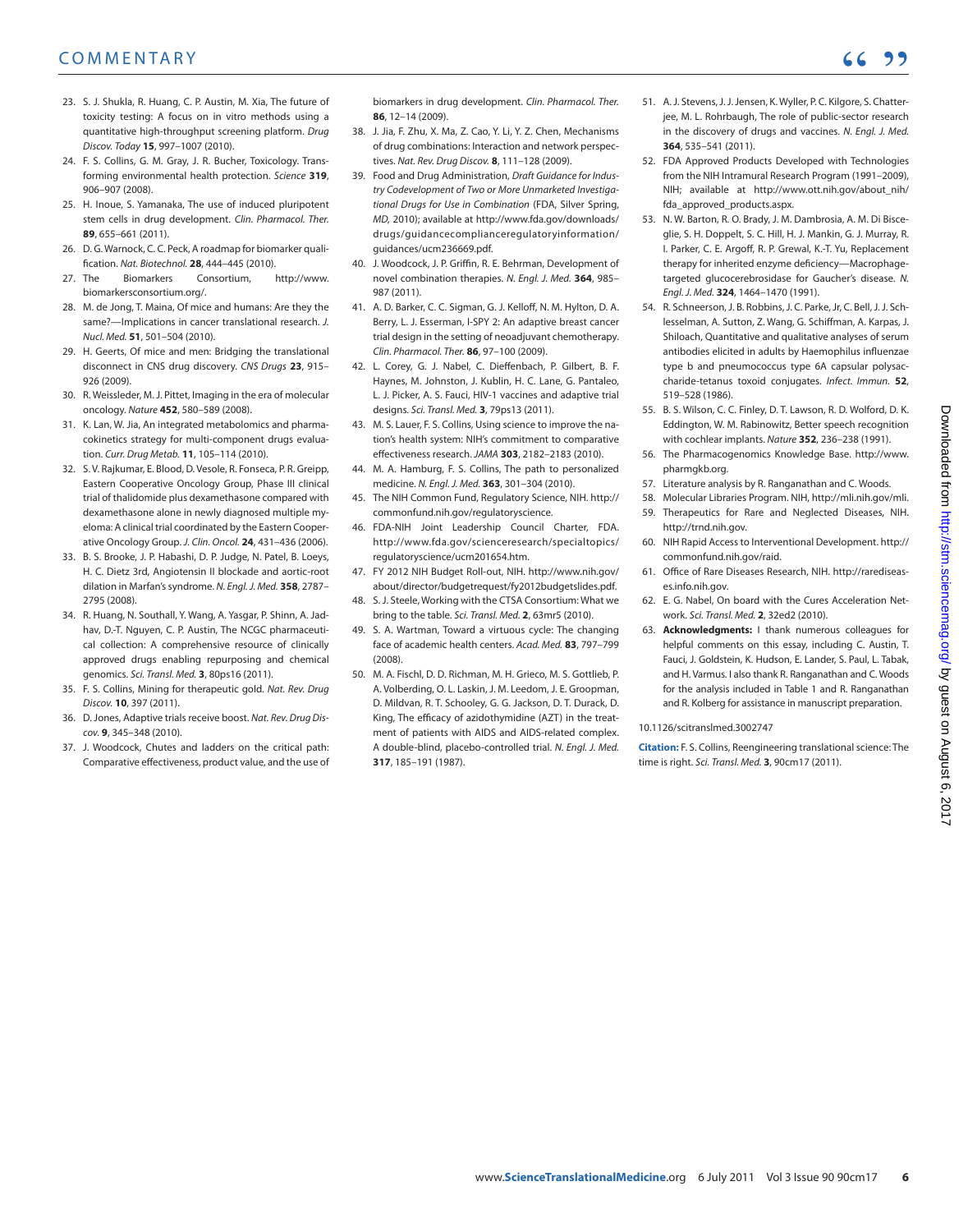23. S. J. Shukla, R. Huang, C. P. Austin, M. Xia, The future of toxicity testing: A focus on in vitro methods using a quantitative high-throughput screening platform. *Drug Discov. Today* **15**, 997–1007 (2010).
24. F. S. Collins, G. M. Gray, J. R. Bucher, Toxicology. Transforming environmental health protection. *Science* **319**, 906–907 (2008).
25. H. Inoue, S. Yamanaka, The use of induced pluripotent stem cells in drug development. *Clin. Pharmacol. Ther.* **89**, 655–661 (2011).
26. D. G. Warnock, C. C. Peck, A roadmap for biomarker qualification. *Nat. Biotechnol.* **28**, 444–445 (2010).
27. The Biomarkers Consortium, http://www.biomarkersconsortium.org/.
28. M. de Jong, T. Maina, Of mice and humans: Are they the same?—Implications in cancer translational research. *J. Nucl. Med.* **51**, 501–504 (2010).
29. H. Geerts, Of mice and men: Bridging the translational disconnect in CNS drug discovery. *CNS Drugs* **23**, 915–926 (2009).
30. R. Weissleder, M. J. Pittet, Imaging in the era of molecular oncology. *Nature* **452**, 580–589 (2008).
31. K. Lan, W. Jia, An integrated metabolomics and pharmacokinetics strategy for multi-component drugs evaluation. *Curr. Drug Metab.* **11**, 105–114 (2010).
32. S. V. Rajkumar, E. Blood, D. Vesole, R. Fonseca, P. R. Greipp, Eastern Cooperative Oncology Group, Phase III clinical trial of thalidomide plus dexamethasone compared with dexamethasone alone in newly diagnosed multiple myeloma: A clinical trial coordinated by the Eastern Cooperative Oncology Group. *J. Clin. Oncol.* **24**, 431–436 (2006).
33. B. S. Brooke, J. P. Habashi, D. P. Judge, N. Patel, B. Loeys, H. C. Dietz 3rd, Angiotensin II blockade and aortic-root dilation in Marfan's syndrome. *N. Engl. J. Med.* **358**, 2787–2795 (2008).
34. R. Huang, N. Southall, Y. Wang, A. Yasgar, P. Shinn, A. Jadhav, D.-T. Nguyen, C. P. Austin, The NCGC pharmaceutical collection: A comprehensive resource of clinically approved drugs enabling repurposing and chemical genomics. *Sci. Transl. Med.* **3**, 80ps16 (2011).
35. F. S. Collins, Mining for therapeutic gold. *Nat. Rev. Drug Discov.* **10**, 397 (2011).
36. D. Jones, Adaptive trials receive boost. *Nat. Rev. Drug Discov.* **9**, 345–348 (2010).
37. J. Woodcock, Chutes and ladders on the critical path: Comparative effectiveness, product value, and the use of biomarkers in drug development. *Clin. Pharmacol. Ther.* **86**, 12–14 (2009).
38. J. Jia, F. Zhu, X. Ma, Z. Cao, Y. Li, Y. Z. Chen, Mechanisms of drug combinations: Interaction and network perspectives. *Nat. Rev. Drug Discov.* **8**, 111–128 (2009).
39. Food and Drug Administration, *Draft Guidance for Industry Codevelopment of Two or More Unmarketed Investigational Drugs for Use in Combination* (FDA, Silver Spring, MD, 2010); available at http://www.fda.gov/downloads/drugs/guidancecomplianceregulatoryinformation/guidances/ucm236669.pdf.
40. J. Woodcock, J. P. Griffin, R. E. Behrman, Development of novel combination therapies. *N. Engl. J. Med.* **364**, 985–987 (2011).
41. A. D. Barker, C. C. Sigman, G. J. Kelloff, N. M. Hylton, D. A. Berry, L. J. Esserman, I-SPY 2: An adaptive breast cancer trial design in the setting of neoadjuvant chemotherapy. *Clin. Pharmacol. Ther.* **86**, 97–100 (2009).
42. L. Corey, G. J. Nabel, C. Dieffenbach, P. Gilbert, B. F. Haynes, M. Johnston, J. Kublin, H. C. Lane, G. Pantaleo, L. J. Picker, A. S. Fauci, HIV-1 vaccines and adaptive trial designs. *Sci. Transl. Med.* **3**, 79ps13 (2011).
43. M. S. Lauer, F. S. Collins, Using science to improve the nation's health system: NIH's commitment to comparative effectiveness research. *JAMA* **303**, 2182–2183 (2010).
44. M. A. Hamburg, F. S. Collins, The path to personalized medicine. *N. Engl. J. Med.* **363**, 301–304 (2010).
45. The NIH Common Fund, Regulatory Science, NIH. http://commonfund.nih.gov/regulatoryscience.
46. FDA-NIH Joint Leadership Council Charter, FDA. http://www.fda.gov/scienceresearch/specialtopics/regulatoryscience/ucm201654.htm.
47. FY 2012 NIH Budget Roll-out, NIH. http://www.nih.gov/about/director/budgetrequest/fy2012budgetslides.pdf.
48. S. J. Steele, Working with the CTSA Consortium: What we bring to the table. *Sci. Transl. Med.* **2**, 63mr5 (2010).
49. S. A. Wartman, Toward a virtuous cycle: The changing face of academic health centers. *Acad. Med.* **83**, 797–799 (2008).
50. M. A. Fischl, D. D. Richman, M. H. Grieco, M. S. Gottlieb, P. A. Volberding, O. L. Laskin, J. M. Leedom, J. E. Groopman, D. Mildvan, R. T. Schooley, G. G. Jackson, D. T. Durack, D. King, The efficacy of azidothymidine (AZT) in the treatment of patients with AIDS and AIDS-related complex. A double-blind, placebo-controlled trial. *N. Engl. J. Med.* **317**, 185–191 (1987).
51. A. J. Stevens, J. J. Jensen, K. Wyller, P. C. Kilgore, S. Chatterjee, M. L. Rohrbaugh, The role of public-sector research in the discovery of drugs and vaccines. *N. Engl. J. Med.* **364**, 535–541 (2011).
52. FDA Approved Products Developed with Technologies from the NIH Intramural Research Program (1991–2009), NIH; available at http://www.ott.nih.gov/about_nih/fda_approved_products.aspx.
53. N. W. Barton, R. O. Brady, J. M. Dambrosia, A. M. Di Bisceglie, S. H. Doppelt, S. C. Hill, H. J. Mankin, G. J. Murray, R. I. Parker, C. E. Argoff, R. P. Grewal, K.-T. Yu, Replacement therapy for inherited enzyme deficiency—Macrophage-targeted glucocerebrosidase for Gaucher's disease. *N. Engl. J. Med.* **324**, 1464–1470 (1991).
54. R. Schneerson, J. B. Robbins, J. C. Parke, Jr, C. Bell, J. J. Schlesselman, A. Sutton, Z. Wang, G. Schiffman, A. Karpas, J. Shiloach, Quantitative and qualitative analyses of serum antibodies elicited in adults by Haemophilus influenzae type b and pneumococcus type 6A capsular polysaccharide-tetanus toxoid conjugates. *Infect. Immun.* **52**, 519–528 (1986).
55. B. S. Wilson, C. C. Finley, D. T. Lawson, R. D. Wolford, D. K. Eddington, W. M. Rabinowitz, Better speech recognition with cochlear implants. *Nature* **352**, 236–238 (1991).
56. The Pharmacogenomics Knowledge Base. http://www.pharmgkb.org.
57. Literature analysis by R. Ranganathan and C. Woods.
58. Molecular Libraries Program. NIH, http://mli.nih.gov/mli.
59. Therapeutics for Rare and Neglected Diseases, NIH. http://trnd.nih.gov.
60. NIH Rapid Access to Interventional Development. http://commonfund.nih.gov/raid.
61. Office of Rare Diseases Research, NIH. http://rarediseases.info.nih.gov.
62. E. G. Nabel, On board with the Cures Acceleration Network. *Sci. Transl. Med.* **2**, 32ed2 (2010).
63. **Acknowledgments:** I thank numerous colleagues for helpful comments on this essay, including C. Austin, T. Fauci, J. Goldstein, K. Hudson, E. Lander, S. Paul, L. Tabak, and H. Varmus. I also thank R. Ranganathan and C. Woods for the analysis included in Table 1 and R. Ranganathan and R. Kolberg for assistance in manuscript preparation.

10.1126/scitranslmed.3002747

**Citation:** F. S. Collins, Reengineering translational science: The time is right. *Sci. Transl. Med.* **3**, 90cm17 (2011).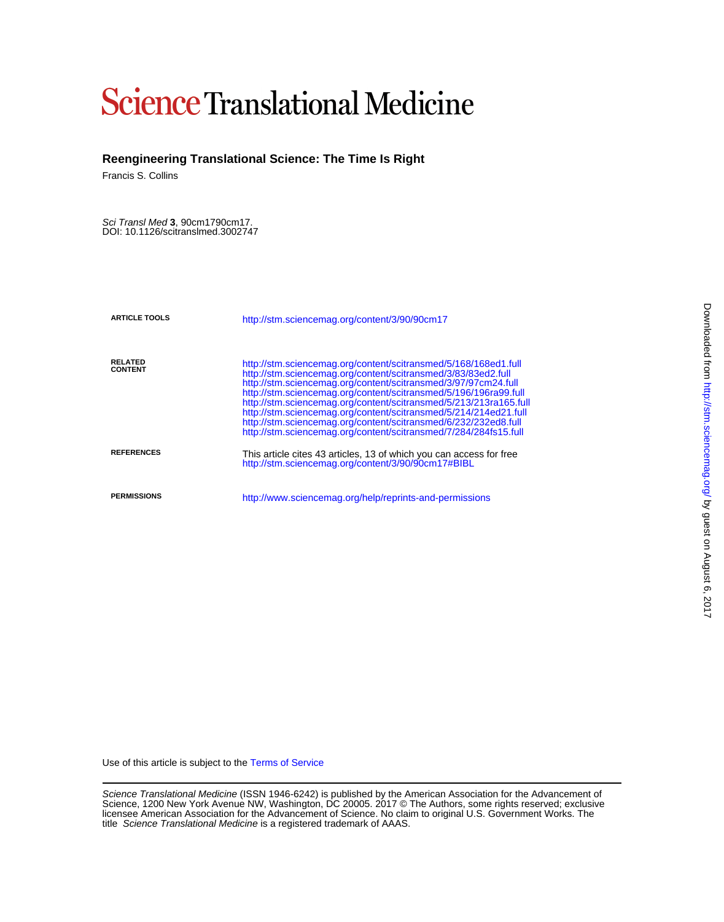# Science Translational Medicine

## Reengineering Translational Science: The Time Is Right

Francis S. Collins

*Sci Transl Med* **3**, 90cm1790cm17.
DOI: 10.1126/scitranslmed.3002747

| | |
|---|---|
| **ARTICLE TOOLS** | http://stm.sciencemag.org/content/3/90/90cm17 |
| **RELATED CONTENT** | http://stm.sciencemag.org/content/scitransmed/5/168/168ed1.full<br>http://stm.sciencemag.org/content/scitransmed/3/83/83ed2.full<br>http://stm.sciencemag.org/content/scitransmed/3/97/97cm24.full<br>http://stm.sciencemag.org/content/scitransmed/5/196/196ra99.full<br>http://stm.sciencemag.org/content/scitransmed/5/213/213ra165.full<br>http://stm.sciencemag.org/content/scitransmed/5/214/214ed21.full<br>http://stm.sciencemag.org/content/scitransmed/6/232/232ed8.full<br>http://stm.sciencemag.org/content/scitransmed/7/284/284fs15.full |
| **REFERENCES** | This article cites 43 articles, 13 of which you can access for free<br>http://stm.sciencemag.org/content/3/90/90cm17#BIBL |
| **PERMISSIONS** | http://www.sciencemag.org/help/reprints-and-permissions |

Use of this article is subject to the Terms of Service

*Science Translational Medicine* (ISSN 1946-6242) is published by the American Association for the Advancement of Science, 1200 New York Avenue NW, Washington, DC 20005. 2017 © The Authors, some rights reserved; exclusive licensee American Association for the Advancement of Science. No claim to original U.S. Government Works. The title *Science Translational Medicine* is a registered trademark of AAAS.

Downloaded from http://stm.sciencemag.org/ by guest on August 6, 2017